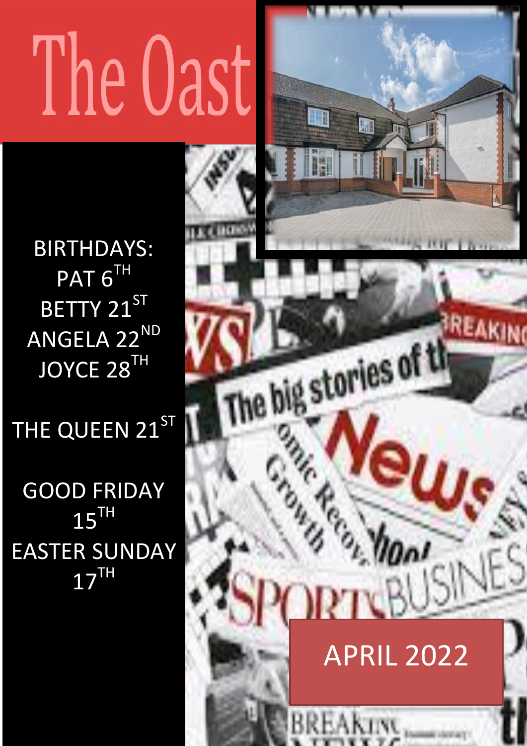# The Oast

BIRTHDAYS:
PAT 6TH
BETTY 21ST
ANGELA 22ND
JOYCE 28TH

THE QUEEN 21ST

GOOD FRIDAY 15TH
EASTER SUNDAY 17TH

APRIL 2022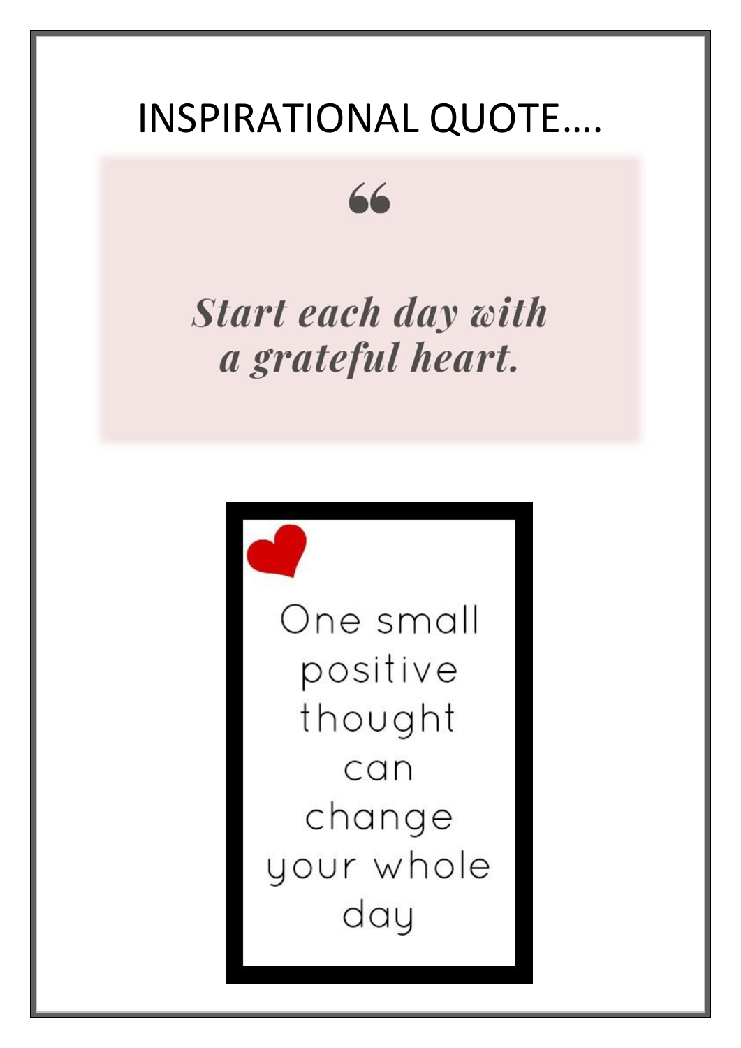# INSPIRATIONAL QUOTE….

> ***Start each day with a grateful heart.***

One small positive thought can change your whole day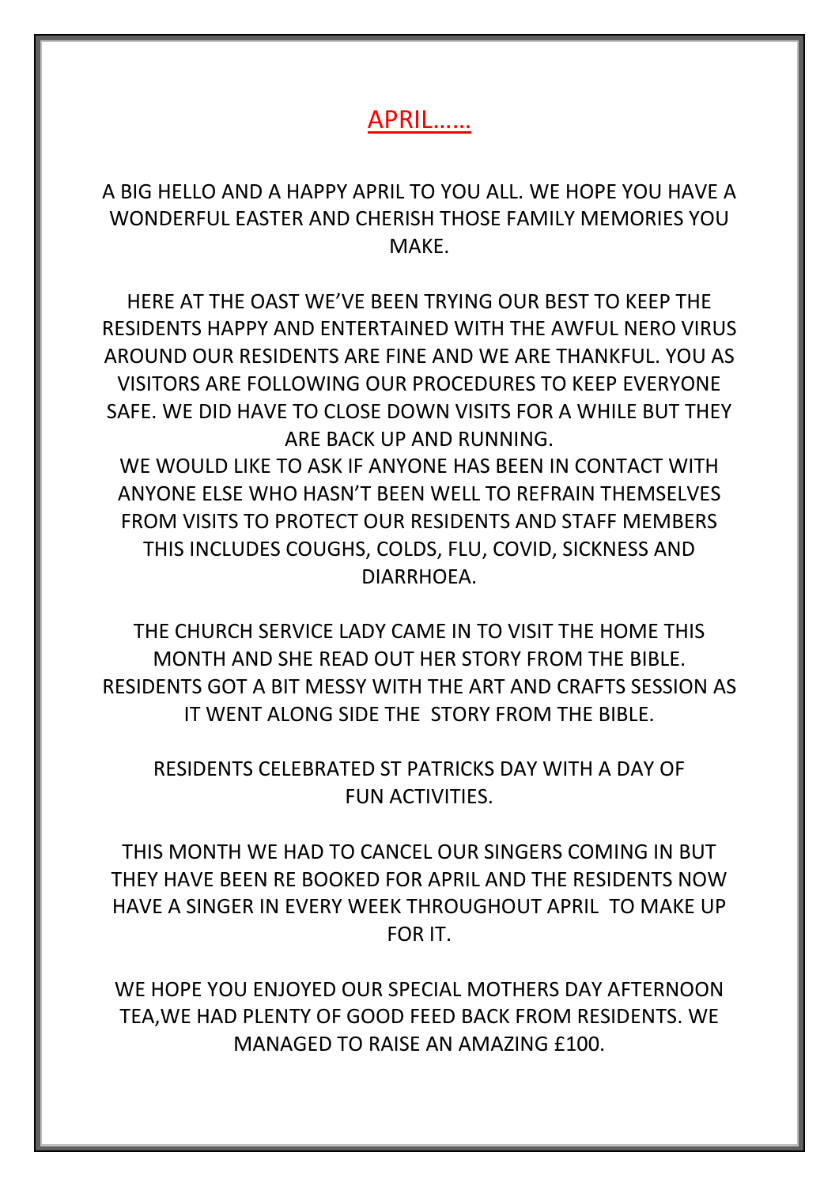# APRIL……

A BIG HELLO AND A HAPPY APRIL TO YOU ALL. WE HOPE YOU HAVE A WONDERFUL EASTER AND CHERISH THOSE FAMILY MEMORIES YOU MAKE.

HERE AT THE OAST WE'VE BEEN TRYING OUR BEST TO KEEP THE RESIDENTS HAPPY AND ENTERTAINED WITH THE AWFUL NERO VIRUS AROUND OUR RESIDENTS ARE FINE AND WE ARE THANKFUL. YOU AS VISITORS ARE FOLLOWING OUR PROCEDURES TO KEEP EVERYONE SAFE. WE DID HAVE TO CLOSE DOWN VISITS FOR A WHILE BUT THEY ARE BACK UP AND RUNNING.
WE WOULD LIKE TO ASK IF ANYONE HAS BEEN IN CONTACT WITH ANYONE ELSE WHO HASN'T BEEN WELL TO REFRAIN THEMSELVES FROM VISITS TO PROTECT OUR RESIDENTS AND STAFF MEMBERS THIS INCLUDES COUGHS, COLDS, FLU, COVID, SICKNESS AND DIARRHOEA.

THE CHURCH SERVICE LADY CAME IN TO VISIT THE HOME THIS MONTH AND SHE READ OUT HER STORY FROM THE BIBLE. RESIDENTS GOT A BIT MESSY WITH THE ART AND CRAFTS SESSION AS IT WENT ALONG SIDE THE STORY FROM THE BIBLE.

RESIDENTS CELEBRATED ST PATRICKS DAY WITH A DAY OF FUN ACTIVITIES.

THIS MONTH WE HAD TO CANCEL OUR SINGERS COMING IN BUT THEY HAVE BEEN RE BOOKED FOR APRIL AND THE RESIDENTS NOW HAVE A SINGER IN EVERY WEEK THROUGHOUT APRIL TO MAKE UP FOR IT.

WE HOPE YOU ENJOYED OUR SPECIAL MOTHERS DAY AFTERNOON TEA,WE HAD PLENTY OF GOOD FEED BACK FROM RESIDENTS. WE MANAGED TO RAISE AN AMAZING £100.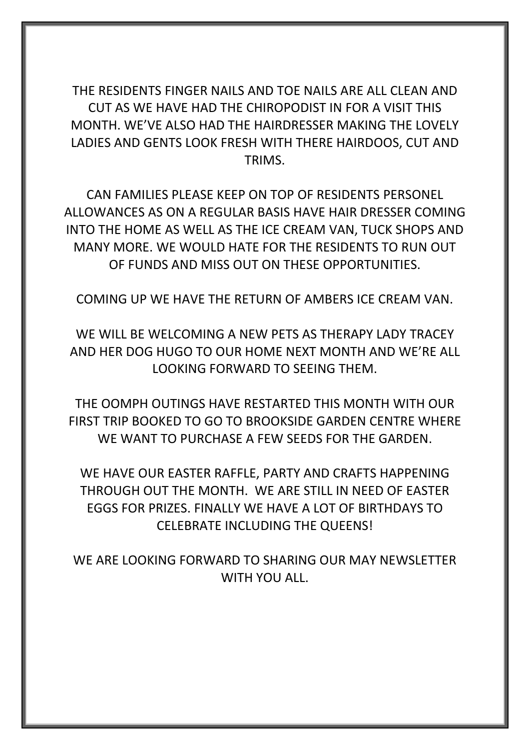THE RESIDENTS FINGER NAILS AND TOE NAILS ARE ALL CLEAN AND CUT AS WE HAVE HAD THE CHIROPODIST IN FOR A VISIT THIS MONTH. WE'VE ALSO HAD THE HAIRDRESSER MAKING THE LOVELY LADIES AND GENTS LOOK FRESH WITH THERE HAIRDOOS, CUT AND TRIMS.

CAN FAMILIES PLEASE KEEP ON TOP OF RESIDENTS PERSONEL ALLOWANCES AS ON A REGULAR BASIS HAVE HAIR DRESSER COMING INTO THE HOME AS WELL AS THE ICE CREAM VAN, TUCK SHOPS AND MANY MORE. WE WOULD HATE FOR THE RESIDENTS TO RUN OUT OF FUNDS AND MISS OUT ON THESE OPPORTUNITIES.

COMING UP WE HAVE THE RETURN OF AMBERS ICE CREAM VAN.

WE WILL BE WELCOMING A NEW PETS AS THERAPY LADY TRACEY AND HER DOG HUGO TO OUR HOME NEXT MONTH AND WE'RE ALL LOOKING FORWARD TO SEEING THEM.

THE OOMPH OUTINGS HAVE RESTARTED THIS MONTH WITH OUR FIRST TRIP BOOKED TO GO TO BROOKSIDE GARDEN CENTRE WHERE WE WANT TO PURCHASE A FEW SEEDS FOR THE GARDEN.

WE HAVE OUR EASTER RAFFLE, PARTY AND CRAFTS HAPPENING THROUGH OUT THE MONTH. WE ARE STILL IN NEED OF EASTER EGGS FOR PRIZES. FINALLY WE HAVE A LOT OF BIRTHDAYS TO CELEBRATE INCLUDING THE QUEENS!

WE ARE LOOKING FORWARD TO SHARING OUR MAY NEWSLETTER WITH YOU ALL.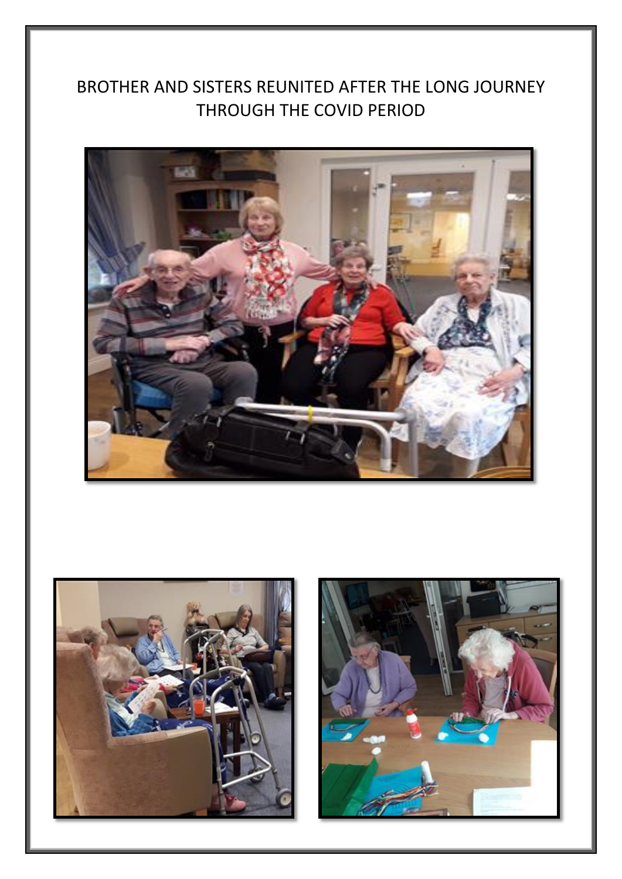BROTHER AND SISTERS REUNITED AFTER THE LONG JOURNEY THROUGH THE COVID PERIOD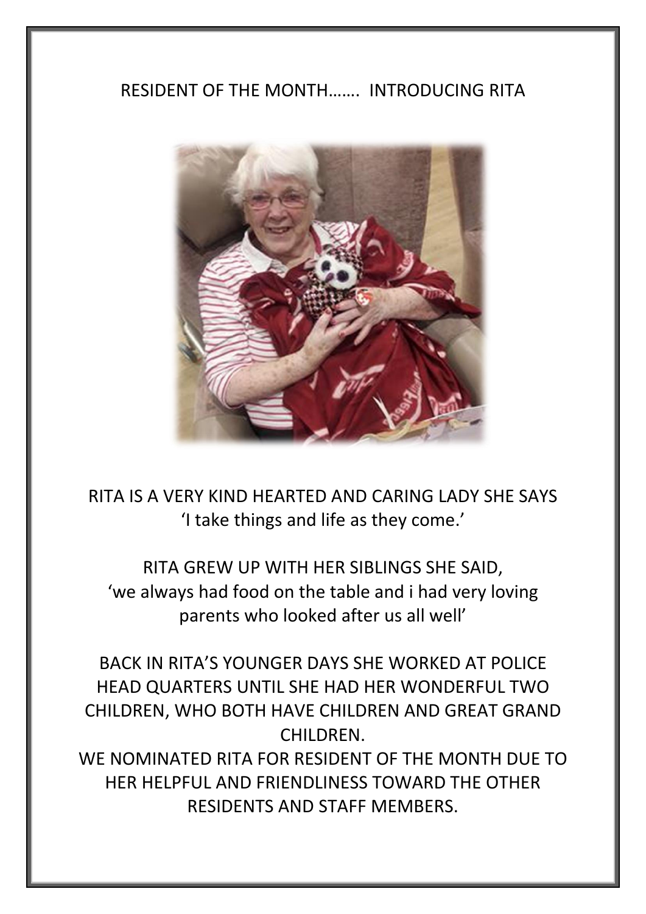# RESIDENT OF THE MONTH……. INTRODUCING RITA

RITA IS A VERY KIND HEARTED AND CARING LADY SHE SAYS
'I take things and life as they come.'

RITA GREW UP WITH HER SIBLINGS SHE SAID,
'we always had food on the table and i had very loving parents who looked after us all well'

BACK IN RITA'S YOUNGER DAYS SHE WORKED AT POLICE HEAD QUARTERS UNTIL SHE HAD HER WONDERFUL TWO CHILDREN, WHO BOTH HAVE CHILDREN AND GREAT GRAND CHILDREN.
WE NOMINATED RITA FOR RESIDENT OF THE MONTH DUE TO HER HELPFUL AND FRIENDLINESS TOWARD THE OTHER RESIDENTS AND STAFF MEMBERS.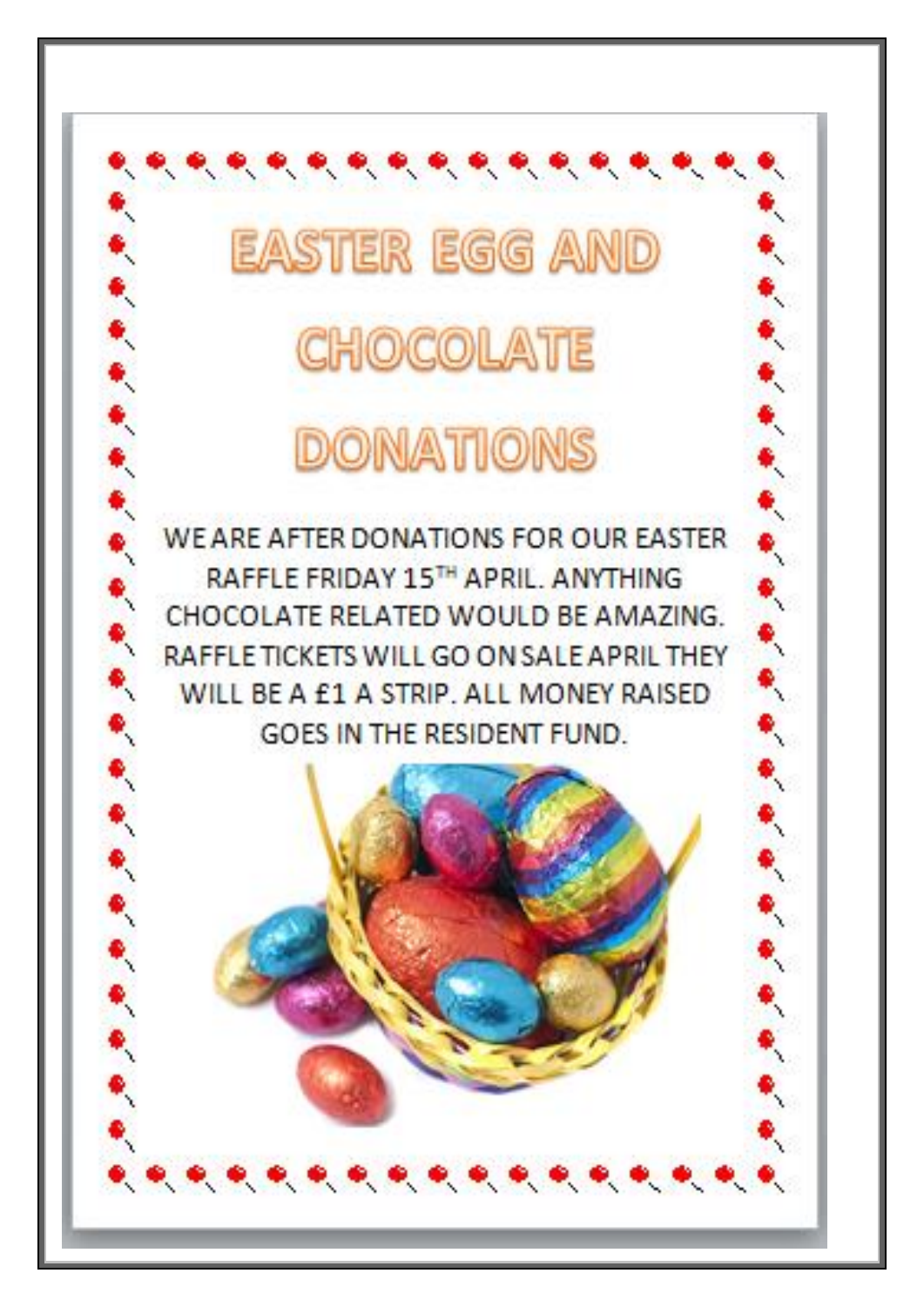# EASTER EGG AND CHOCOLATE DONATIONS

WE ARE AFTER DONATIONS FOR OUR EASTER RAFFLE FRIDAY 15TH APRIL. ANYTHING CHOCOLATE RELATED WOULD BE AMAZING. RAFFLE TICKETS WILL GO ON SALE APRIL THEY WILL BE A £1 A STRIP. ALL MONEY RAISED GOES IN THE RESIDENT FUND.